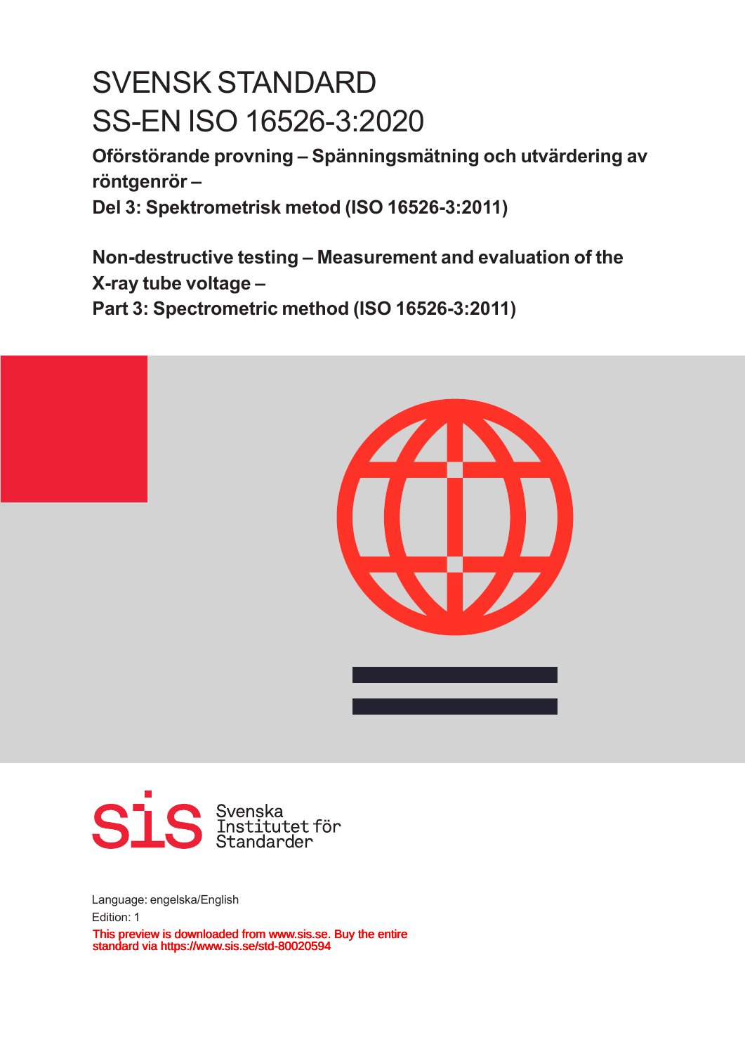# SVENSK STANDARD
# SS-EN ISO 16526-3:2020

**Oförstörande provning – Spänningsmätning och utvärdering av röntgenrör –**
**Del 3: Spektrometrisk metod (ISO 16526-3:2011)**

**Non-destructive testing – Measurement and evaluation of the X-ray tube voltage –**
**Part 3: Spectrometric method (ISO 16526-3:2011)**

Svenska Institutet för Standarder

Language: engelska/English

Edition: 1

This preview is downloaded from www.sis.se. Buy the entire standard via https://www.sis.se/std-80020594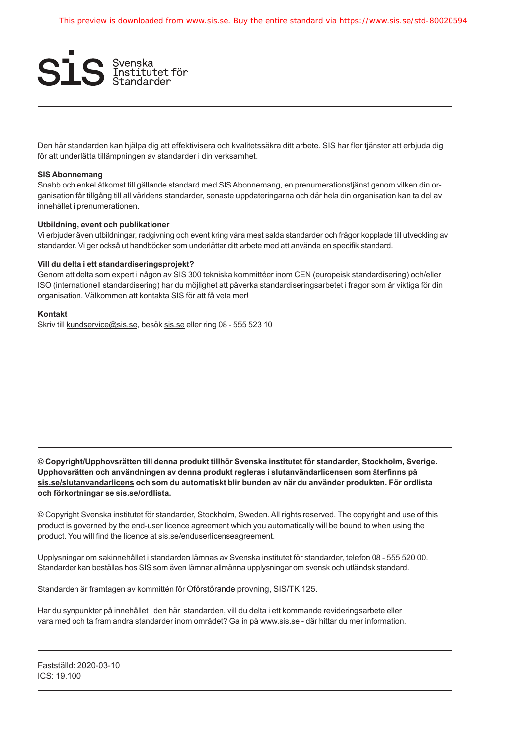Den här standarden kan hjälpa dig att effektivisera och kvalitetssäkra ditt arbete. SIS har fler tjänster att erbjuda dig för att underlätta tillämpningen av standarder i din verksamhet.

**SIS Abonnemang**
Snabb och enkel åtkomst till gällande standard med SIS Abonnemang, en prenumerationstjänst genom vilken din organisation får tillgång till all världens standarder, senaste uppdateringarna och där hela din organisation kan ta del av innehållet i prenumerationen.

**Utbildning, event och publikationer**
Vi erbjuder även utbildningar, rådgivning och event kring våra mest sålda standarder och frågor kopplade till utveckling av standarder. Vi ger också ut handböcker som underlättar ditt arbete med att använda en specifik standard.

**Vill du delta i ett standardiseringsprojekt?**
Genom att delta som expert i någon av SIS 300 tekniska kommittéer inom CEN (europeisk standardisering) och/eller ISO (internationell standardisering) har du möjlighet att påverka standardiseringsarbetet i frågor som är viktiga för din organisation. Välkommen att kontakta SIS för att få veta mer!

**Kontakt**
Skriv till kundservice@sis.se, besök sis.se eller ring 08 - 555 523 10

---

**© Copyright/Upphovsrätten till denna produkt tillhör Svenska institutet för standarder, Stockholm, Sverige. Upphovsrätten och användningen av denna produkt regleras i slutanvändarlicensen som återfinns på sis.se/slutanvandarlicens och som du automatiskt blir bunden av när du använder produkten. För ordlista och förkortningar se sis.se/ordlista.**

© Copyright Svenska institutet för standarder, Stockholm, Sweden. All rights reserved. The copyright and use of this product is governed by the end-user licence agreement which you automatically will be bound to when using the product. You will find the licence at sis.se/enduserlicenseagreement.

Upplysningar om sakinnehållet i standarden lämnas av Svenska institutet för standarder, telefon 08 - 555 520 00. Standarder kan beställas hos SIS som även lämnar allmänna upplysningar om svensk och utländsk standard.

Standarden är framtagen av kommittén för Oförstörande provning, SIS/TK 125.

Har du synpunkter på innehållet i den här standarden, vill du delta i ett kommande revideringsarbete eller vara med och ta fram andra standarder inom området? Gå in på www.sis.se - där hittar du mer information.

---

Fastställd: 2020-03-10
ICS: 19.100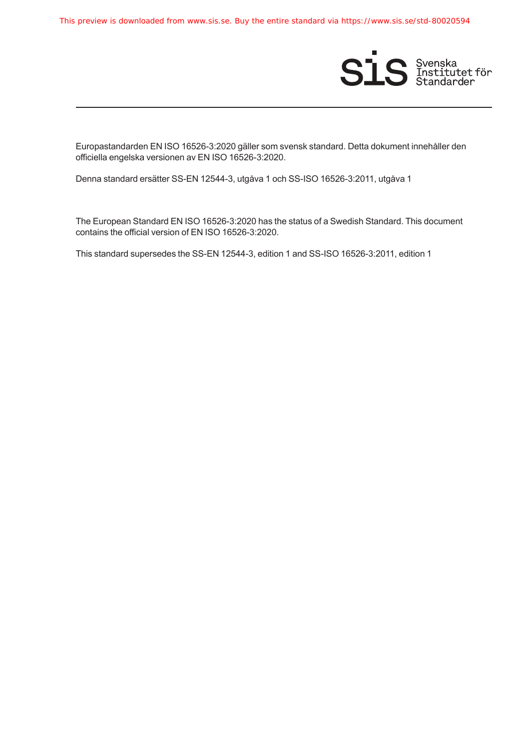Europastandarden EN ISO 16526-3:2020 gäller som svensk standard. Detta dokument innehåller den officiella engelska versionen av EN ISO 16526-3:2020.

Denna standard ersätter SS-EN 12544-3, utgåva 1 och SS-ISO 16526-3:2011, utgåva 1

The European Standard EN ISO 16526-3:2020 has the status of a Swedish Standard. This document contains the official version of EN ISO 16526-3:2020.

This standard supersedes the SS-EN 12544-3, edition 1 and SS-ISO 16526-3:2011, edition 1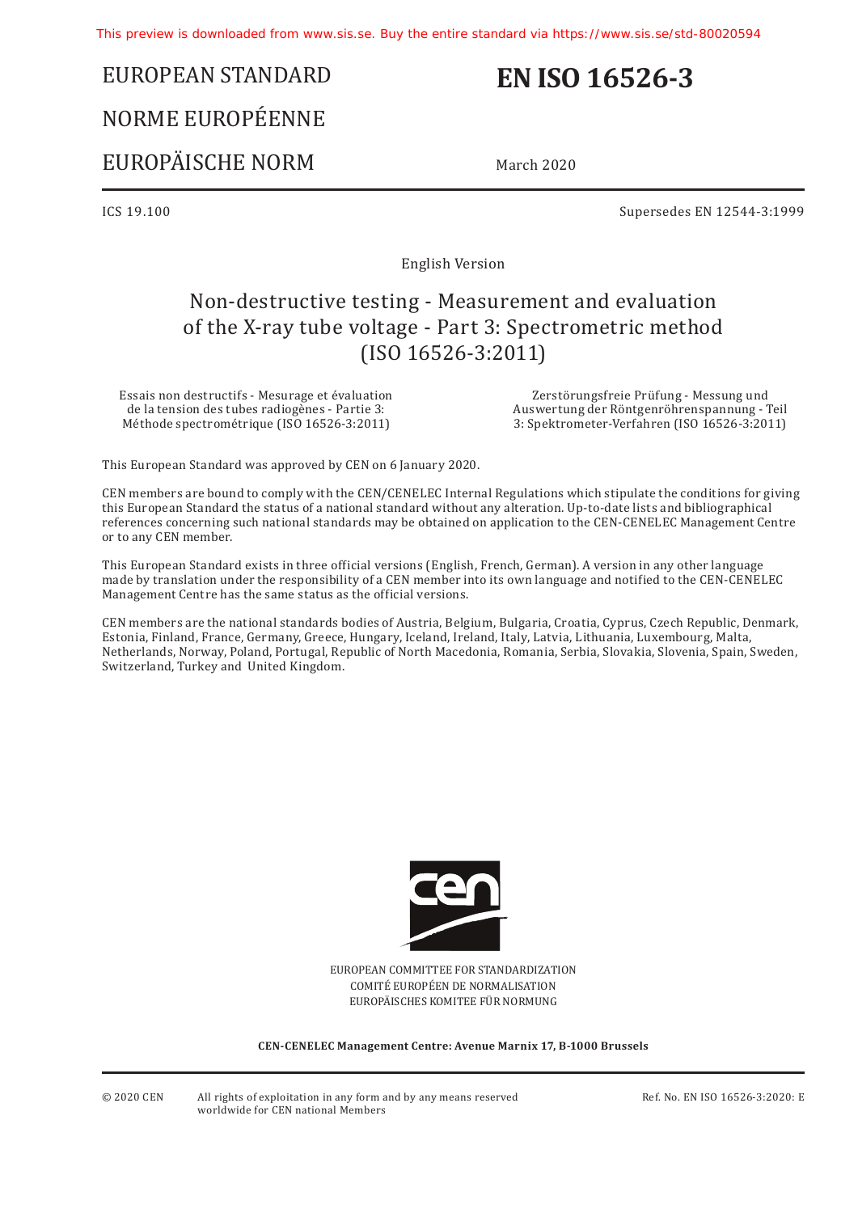# EUROPEAN STANDARD

# NORME EUROPÉENNE

# EUROPÄISCHE NORM

# EN ISO 16526-3

March 2020

ICS 19.100

Supersedes EN 12544-3:1999

English Version

## Non-destructive testing - Measurement and evaluation of the X-ray tube voltage - Part 3: Spectrometric method (ISO 16526-3:2011)

Essais non destructifs - Mesurage et évaluation de la tension des tubes radiogènes - Partie 3: Méthode spectrométrique (ISO 16526-3:2011)

Zerstörungsfreie Prüfung - Messung und Auswertung der Röntgenröhrenspannung - Teil 3: Spektrometer-Verfahren (ISO 16526-3:2011)

This European Standard was approved by CEN on 6 January 2020.

CEN members are bound to comply with the CEN/CENELEC Internal Regulations which stipulate the conditions for giving this European Standard the status of a national standard without any alteration. Up-to-date lists and bibliographical references concerning such national standards may be obtained on application to the CEN-CENELEC Management Centre or to any CEN member.

This European Standard exists in three official versions (English, French, German). A version in any other language made by translation under the responsibility of a CEN member into its own language and notified to the CEN-CENELEC Management Centre has the same status as the official versions.

CEN members are the national standards bodies of Austria, Belgium, Bulgaria, Croatia, Cyprus, Czech Republic, Denmark, Estonia, Finland, France, Germany, Greece, Hungary, Iceland, Ireland, Italy, Latvia, Lithuania, Luxembourg, Malta, Netherlands, Norway, Poland, Portugal, Republic of North Macedonia, Romania, Serbia, Slovakia, Slovenia, Spain, Sweden, Switzerland, Turkey and United Kingdom.

EUROPEAN COMMITTEE FOR STANDARDIZATION
COMITÉ EUROPÉEN DE NORMALISATION
EUROPÄISCHES KOMITEE FÜR NORMUNG

**CEN-CENELEC Management Centre: Avenue Marnix 17, B-1000 Brussels**

© 2020 CEN All rights of exploitation in any form and by any means reserved worldwide for CEN national Members

Ref. No. EN ISO 16526-3:2020: E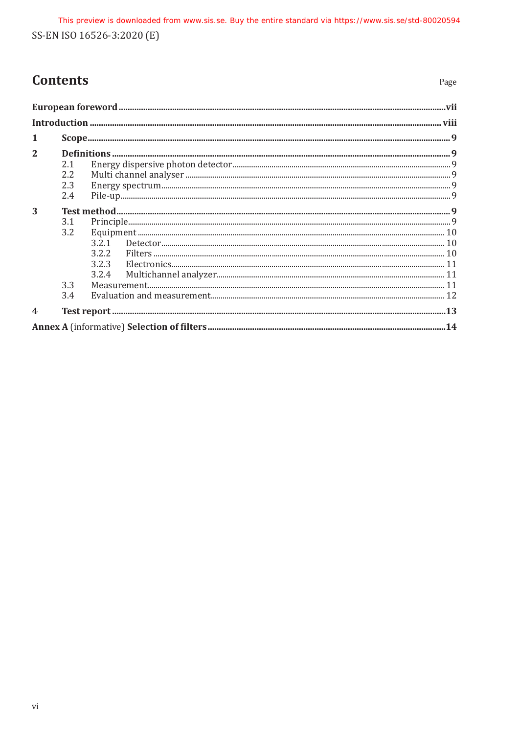# Contents

Page

**European foreword** ... **vii**

**Introduction** ... **viii**

**1 Scope** ... **9**

**2 Definitions** ... **9**

- 2.1 Energy dispersive photon detector ... 9
- 2.2 Multi channel analyser ... 9
- 2.3 Energy spectrum ... 9
- 2.4 Pile-up ... 9

**3 Test method** ... **9**

- 3.1 Principle ... 9
- 3.2 Equipment ... 10
  - 3.2.1 Detector ... 10
  - 3.2.2 Filters ... 10
  - 3.2.3 Electronics ... 11
  - 3.2.4 Multichannel analyzer ... 11
- 3.3 Measurement ... 11
- 3.4 Evaluation and measurement ... 12

**4 Test report** ... **13**

**Annex A** (informative) **Selection of filters** ... **14**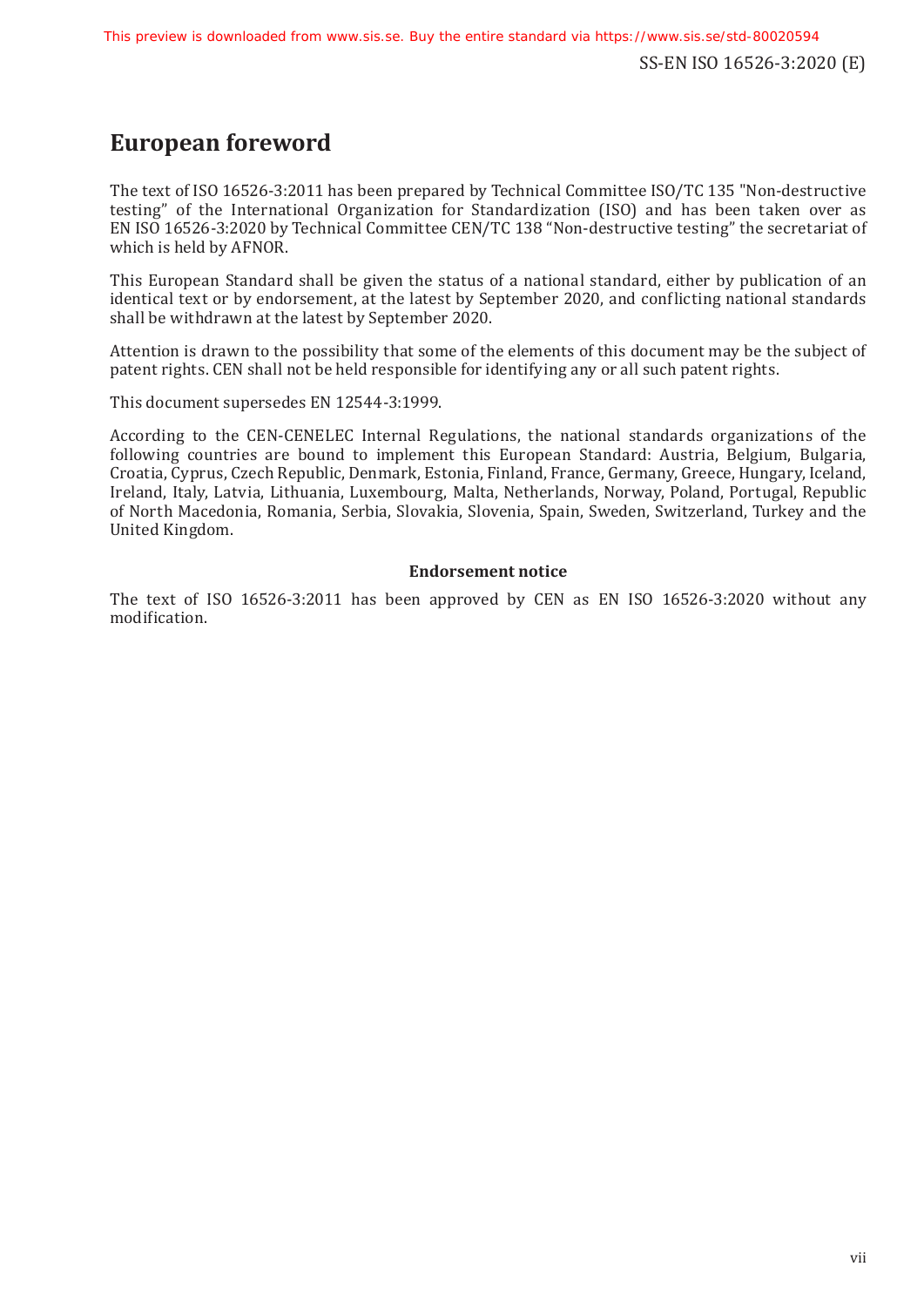# European foreword

The text of ISO 16526-3:2011 has been prepared by Technical Committee ISO/TC 135 "Non-destructive testing" of the International Organization for Standardization (ISO) and has been taken over as EN ISO 16526-3:2020 by Technical Committee CEN/TC 138 "Non-destructive testing" the secretariat of which is held by AFNOR.

This European Standard shall be given the status of a national standard, either by publication of an identical text or by endorsement, at the latest by September 2020, and conflicting national standards shall be withdrawn at the latest by September 2020.

Attention is drawn to the possibility that some of the elements of this document may be the subject of patent rights. CEN shall not be held responsible for identifying any or all such patent rights.

This document supersedes EN 12544-3:1999.

According to the CEN-CENELEC Internal Regulations, the national standards organizations of the following countries are bound to implement this European Standard: Austria, Belgium, Bulgaria, Croatia, Cyprus, Czech Republic, Denmark, Estonia, Finland, France, Germany, Greece, Hungary, Iceland, Ireland, Italy, Latvia, Lithuania, Luxembourg, Malta, Netherlands, Norway, Poland, Portugal, Republic of North Macedonia, Romania, Serbia, Slovakia, Slovenia, Spain, Sweden, Switzerland, Turkey and the United Kingdom.

**Endorsement notice**

The text of ISO 16526-3:2011 has been approved by CEN as EN ISO 16526-3:2020 without any modification.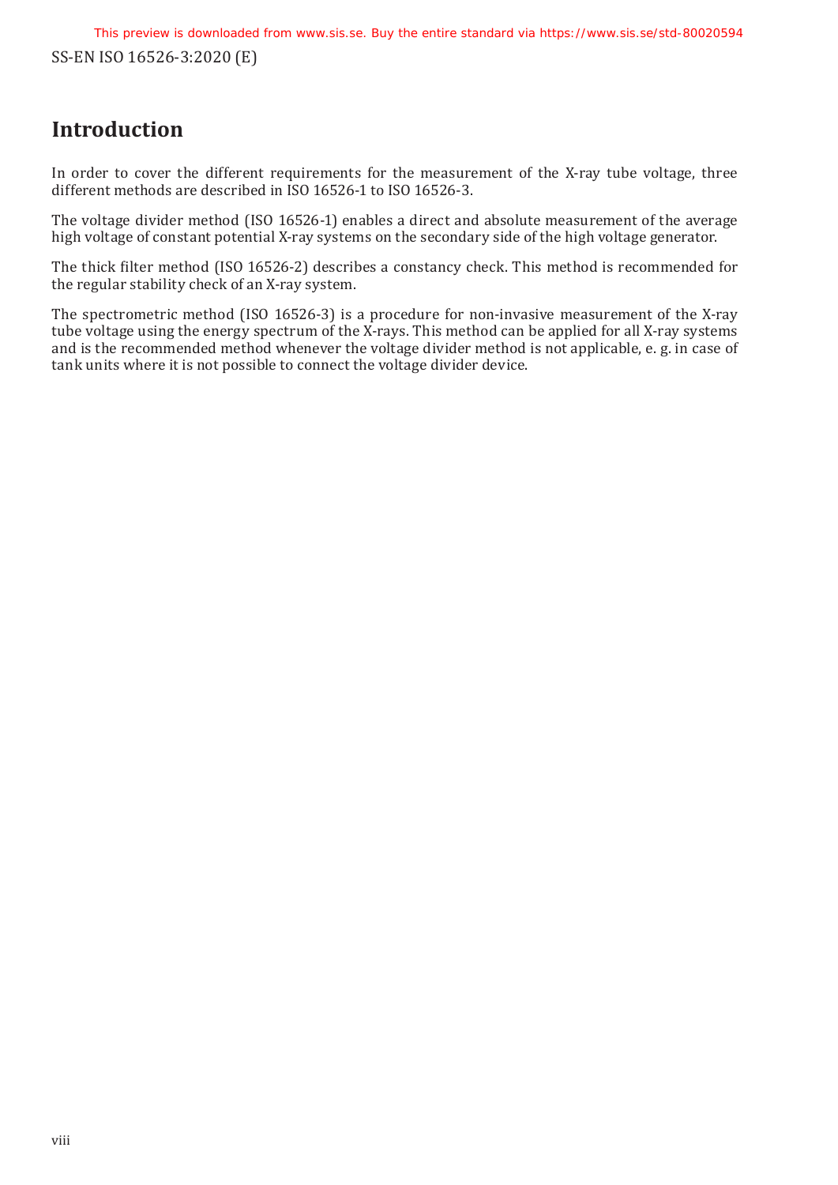# Introduction

In order to cover the different requirements for the measurement of the X-ray tube voltage, three different methods are described in ISO 16526-1 to ISO 16526-3.

The voltage divider method (ISO 16526-1) enables a direct and absolute measurement of the average high voltage of constant potential X-ray systems on the secondary side of the high voltage generator.

The thick filter method (ISO 16526-2) describes a constancy check. This method is recommended for the regular stability check of an X-ray system.

The spectrometric method (ISO 16526-3) is a procedure for non-invasive measurement of the X-ray tube voltage using the energy spectrum of the X-rays. This method can be applied for all X-ray systems and is the recommended method whenever the voltage divider method is not applicable, e. g. in case of tank units where it is not possible to connect the voltage divider device.